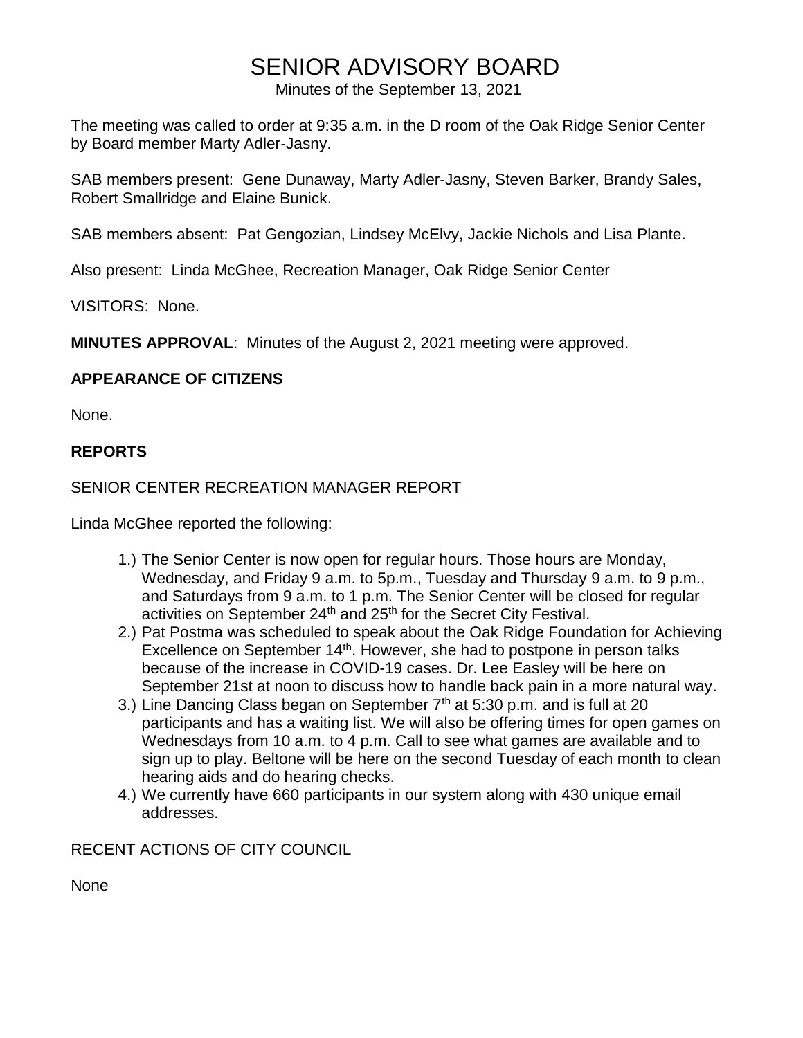# SENIOR ADVISORY BOARD

Minutes of the September 13, 2021

The meeting was called to order at 9:35 a.m. in the D room of the Oak Ridge Senior Center by Board member Marty Adler-Jasny.

SAB members present: Gene Dunaway, Marty Adler-Jasny, Steven Barker, Brandy Sales, Robert Smallridge and Elaine Bunick.

SAB members absent: Pat Gengozian, Lindsey McElvy, Jackie Nichols and Lisa Plante.

Also present: Linda McGhee, Recreation Manager, Oak Ridge Senior Center

VISITORS: None.

**MINUTES APPROVAL**: Minutes of the August 2, 2021 meeting were approved.

## APPEARANCE OF CITIZENS

None.

## REPORTS

### SENIOR CENTER RECREATION MANAGER REPORT

Linda McGhee reported the following:

1.) The Senior Center is now open for regular hours. Those hours are Monday, Wednesday, and Friday 9 a.m. to 5p.m., Tuesday and Thursday 9 a.m. to 9 p.m., and Saturdays from 9 a.m. to 1 p.m. The Senior Center will be closed for regular activities on September 24th and 25th for the Secret City Festival.

2.) Pat Postma was scheduled to speak about the Oak Ridge Foundation for Achieving Excellence on September 14th. However, she had to postpone in person talks because of the increase in COVID-19 cases. Dr. Lee Easley will be here on September 21st at noon to discuss how to handle back pain in a more natural way.

3.) Line Dancing Class began on September 7th at 5:30 p.m. and is full at 20 participants and has a waiting list. We will also be offering times for open games on Wednesdays from 10 a.m. to 4 p.m. Call to see what games are available and to sign up to play. Beltone will be here on the second Tuesday of each month to clean hearing aids and do hearing checks.

4.) We currently have 660 participants in our system along with 430 unique email addresses.

### RECENT ACTIONS OF CITY COUNCIL

None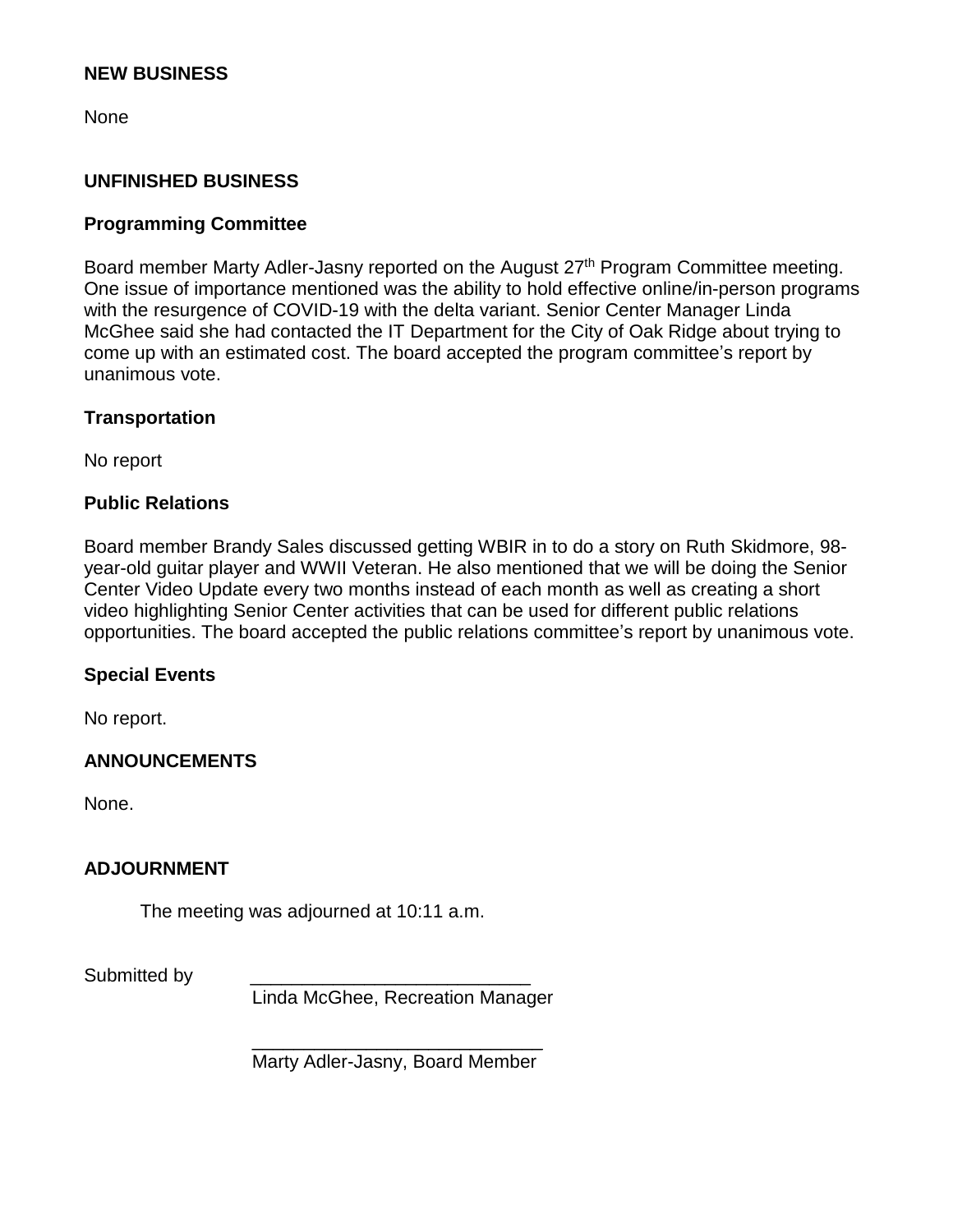**NEW BUSINESS**

None

**UNFINISHED BUSINESS**

**Programming Committee**

Board member Marty Adler-Jasny reported on the August 27th Program Committee meeting. One issue of importance mentioned was the ability to hold effective online/in-person programs with the resurgence of COVID-19 with the delta variant. Senior Center Manager Linda McGhee said she had contacted the IT Department for the City of Oak Ridge about trying to come up with an estimated cost. The board accepted the program committee's report by unanimous vote.

**Transportation**

No report

**Public Relations**

Board member Brandy Sales discussed getting WBIR in to do a story on Ruth Skidmore, 98-year-old guitar player and WWII Veteran. He also mentioned that we will be doing the Senior Center Video Update every two months instead of each month as well as creating a short video highlighting Senior Center activities that can be used for different public relations opportunities. The board accepted the public relations committee's report by unanimous vote.

**Special Events**

No report.

**ANNOUNCEMENTS**

None.

**ADJOURNMENT**

The meeting was adjourned at 10:11 a.m.

Submitted by ___________________________
Linda McGhee, Recreation Manager

___________________________
Marty Adler-Jasny, Board Member